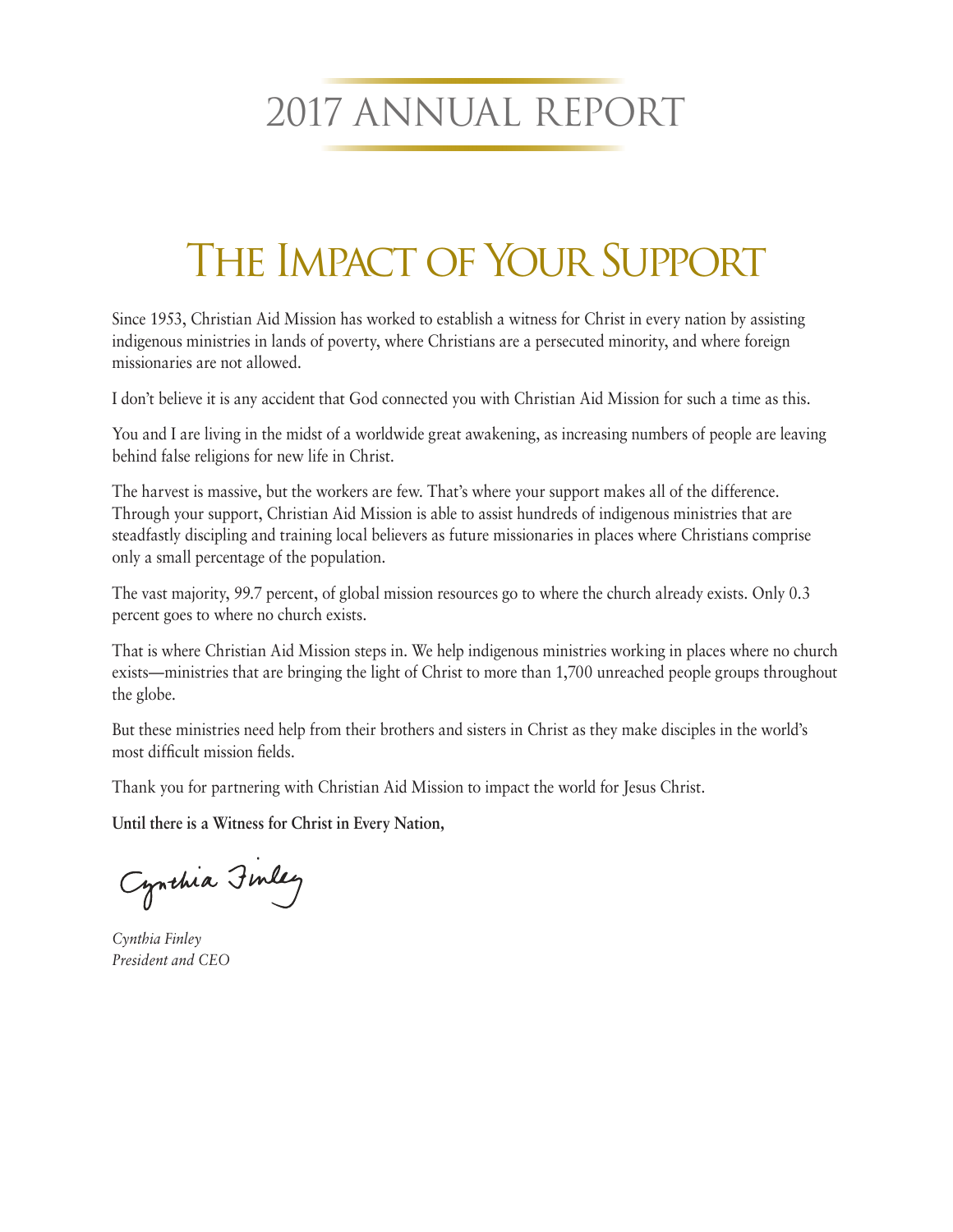# 2017 ANNUAL REPORT

## The Impact of Your Support

Since 1953, Christian Aid Mission has worked to establish a witness for Christ in every nation by assisting indigenous ministries in lands of poverty, where Christians are a persecuted minority, and where foreign missionaries are not allowed.

I don't believe it is any accident that God connected you with Christian Aid Mission for such a time as this.

You and I are living in the midst of a worldwide great awakening, as increasing numbers of people are leaving behind false religions for new life in Christ.

The harvest is massive, but the workers are few. That's where your support makes all of the difference. Through your support, Christian Aid Mission is able to assist hundreds of indigenous ministries that are steadfastly discipling and training local believers as future missionaries in places where Christians comprise only a small percentage of the population.

The vast majority, 99.7 percent, of global mission resources go to where the church already exists. Only 0.3 percent goes to where no church exists.

That is where Christian Aid Mission steps in. We help indigenous ministries working in places where no church exists—ministries that are bringing the light of Christ to more than 1,700 unreached people groups throughout the globe.

But these ministries need help from their brothers and sisters in Christ as they make disciples in the world's most difficult mission fields.

Thank you for partnering with Christian Aid Mission to impact the world for Jesus Christ.

**Until there is a Witness for Christ in Every Nation,**

Cynthia Finley

*Cynthia Finley*
*President and CEO*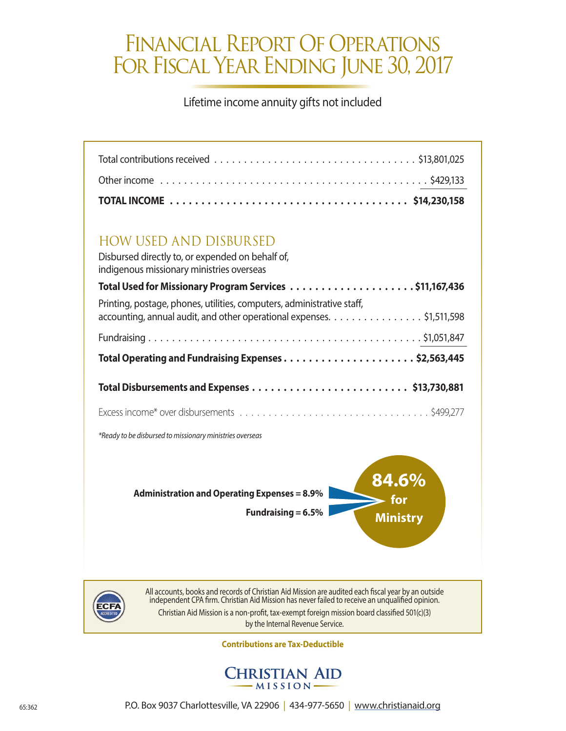# Financial Report Of Operations For Fiscal Year Ending June 30, 2017

Lifetime income annuity gifts not included

| | |
|---|---|
| Total contributions received | $13,801,025 |
| Other income | $429,133 |
| **TOTAL INCOME** | **$14,230,158** |

## HOW USED AND DISBURSED

Disbursed directly to, or expended on behalf of, indigenous missionary ministries overseas

| | |
|---|---|
| **Total Used for Missionary Program Services** | **$11,167,436** |
| Printing, postage, phones, utilities, computers, administrative staff, accounting, annual audit, and other operational expenses. | $1,511,598 |
| Fundraising | $1,051,847 |
| **Total Operating and Fundraising Expenses** | **$2,563,445** |
| **Total Disbursements and Expenses** | **$13,730,881** |
| Excess income* over disbursements | $499,277 |

*\*Ready to be disbursed to missionary ministries overseas*

**Administration and Operating Expenses = 8.9%**

**Fundraising = 6.5%**

**84.6% for Ministry**

All accounts, books and records of Christian Aid Mission are audited each fiscal year by an outside independent CPA firm. Christian Aid Mission has never failed to receive an unqualified opinion.

Christian Aid Mission is a non-profit, tax-exempt foreign mission board classified 501(c)(3) by the Internal Revenue Service.

**Contributions are Tax-Deductible**

CHRISTIAN AID MISSION

P.O. Box 9037 Charlottesville, VA 22906 | 434-977-5650 | www.christianaid.org

65:362